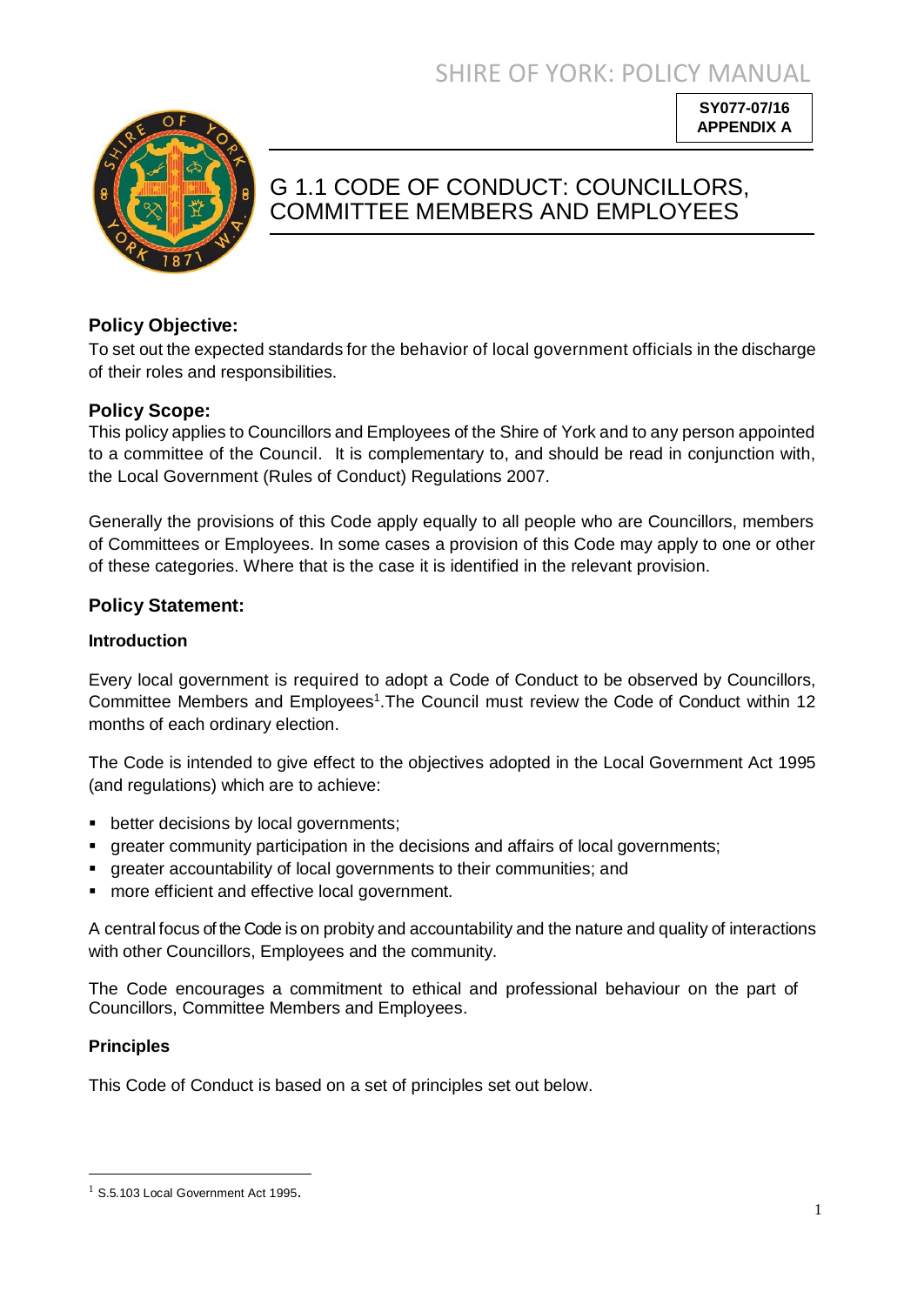SY077-07/16
APPENDIX A

# G 1.1 CODE OF CONDUCT: COUNCILLORS, COMMITTEE MEMBERS AND EMPLOYEES

## Policy Objective:

To set out the expected standards for the behavior of local government officials in the discharge of their roles and responsibilities.

## Policy Scope:

This policy applies to Councillors and Employees of the Shire of York and to any person appointed to a committee of the Council. It is complementary to, and should be read in conjunction with, the Local Government (Rules of Conduct) Regulations 2007.

Generally the provisions of this Code apply equally to all people who are Councillors, members of Committees or Employees. In some cases a provision of this Code may apply to one or other of these categories. Where that is the case it is identified in the relevant provision.

## Policy Statement:

### Introduction

Every local government is required to adopt a Code of Conduct to be observed by Councillors, Committee Members and Employees[1]. The Council must review the Code of Conduct within 12 months of each ordinary election.

The Code is intended to give effect to the objectives adopted in the Local Government Act 1995 (and regulations) which are to achieve:

- better decisions by local governments;
- greater community participation in the decisions and affairs of local governments;
- greater accountability of local governments to their communities; and
- more efficient and effective local government.

A central focus of the Code is on probity and accountability and the nature and quality of interactions with other Councillors, Employees and the community.

The Code encourages a commitment to ethical and professional behaviour on the part of Councillors, Committee Members and Employees.

### Principles

This Code of Conduct is based on a set of principles set out below.

[1] S.5.103 Local Government Act 1995.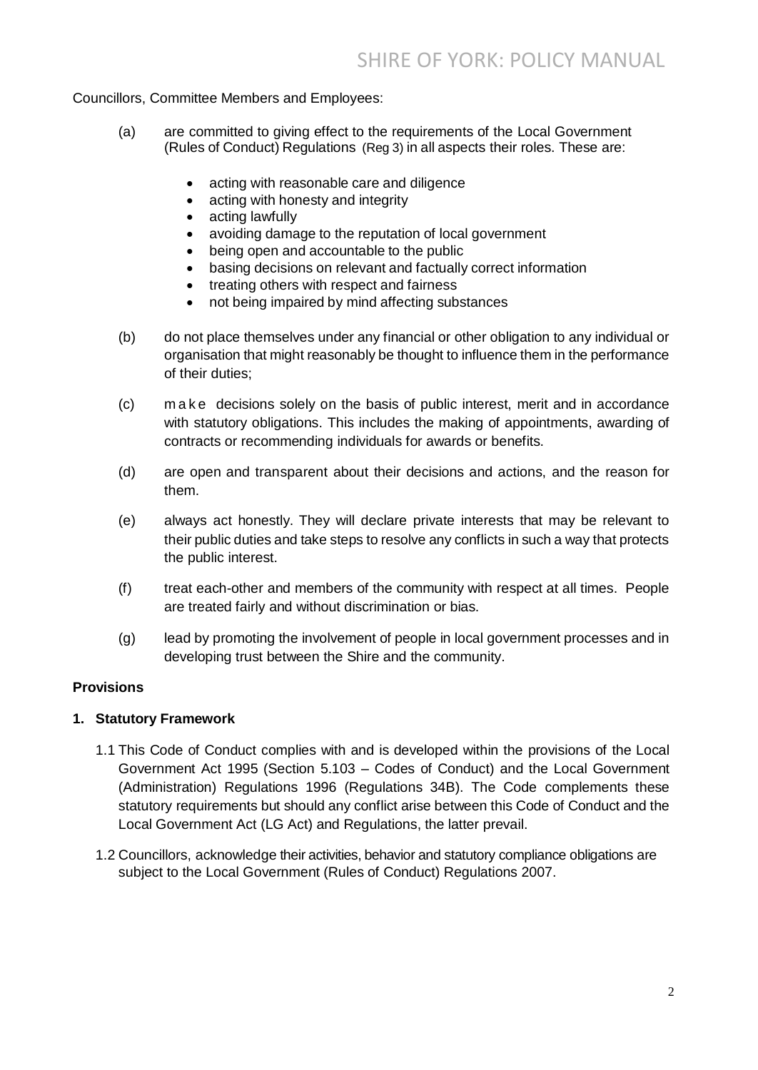Councillors, Committee Members and Employees:

(a) are committed to giving effect to the requirements of the Local Government (Rules of Conduct) Regulations (Reg 3) in all aspects their roles. These are:

- acting with reasonable care and diligence
- acting with honesty and integrity
- acting lawfully
- avoiding damage to the reputation of local government
- being open and accountable to the public
- basing decisions on relevant and factually correct information
- treating others with respect and fairness
- not being impaired by mind affecting substances

(b) do not place themselves under any financial or other obligation to any individual or organisation that might reasonably be thought to influence them in the performance of their duties;

(c) make decisions solely on the basis of public interest, merit and in accordance with statutory obligations. This includes the making of appointments, awarding of contracts or recommending individuals for awards or benefits.

(d) are open and transparent about their decisions and actions, and the reason for them.

(e) always act honestly. They will declare private interests that may be relevant to their public duties and take steps to resolve any conflicts in such a way that protects the public interest.

(f) treat each-other and members of the community with respect at all times. People are treated fairly and without discrimination or bias.

(g) lead by promoting the involvement of people in local government processes and in developing trust between the Shire and the community.

## Provisions

### 1. Statutory Framework

1.1 This Code of Conduct complies with and is developed within the provisions of the Local Government Act 1995 (Section 5.103 – Codes of Conduct) and the Local Government (Administration) Regulations 1996 (Regulations 34B). The Code complements these statutory requirements but should any conflict arise between this Code of Conduct and the Local Government Act (LG Act) and Regulations, the latter prevail.

1.2 Councillors, acknowledge their activities, behavior and statutory compliance obligations are subject to the Local Government (Rules of Conduct) Regulations 2007.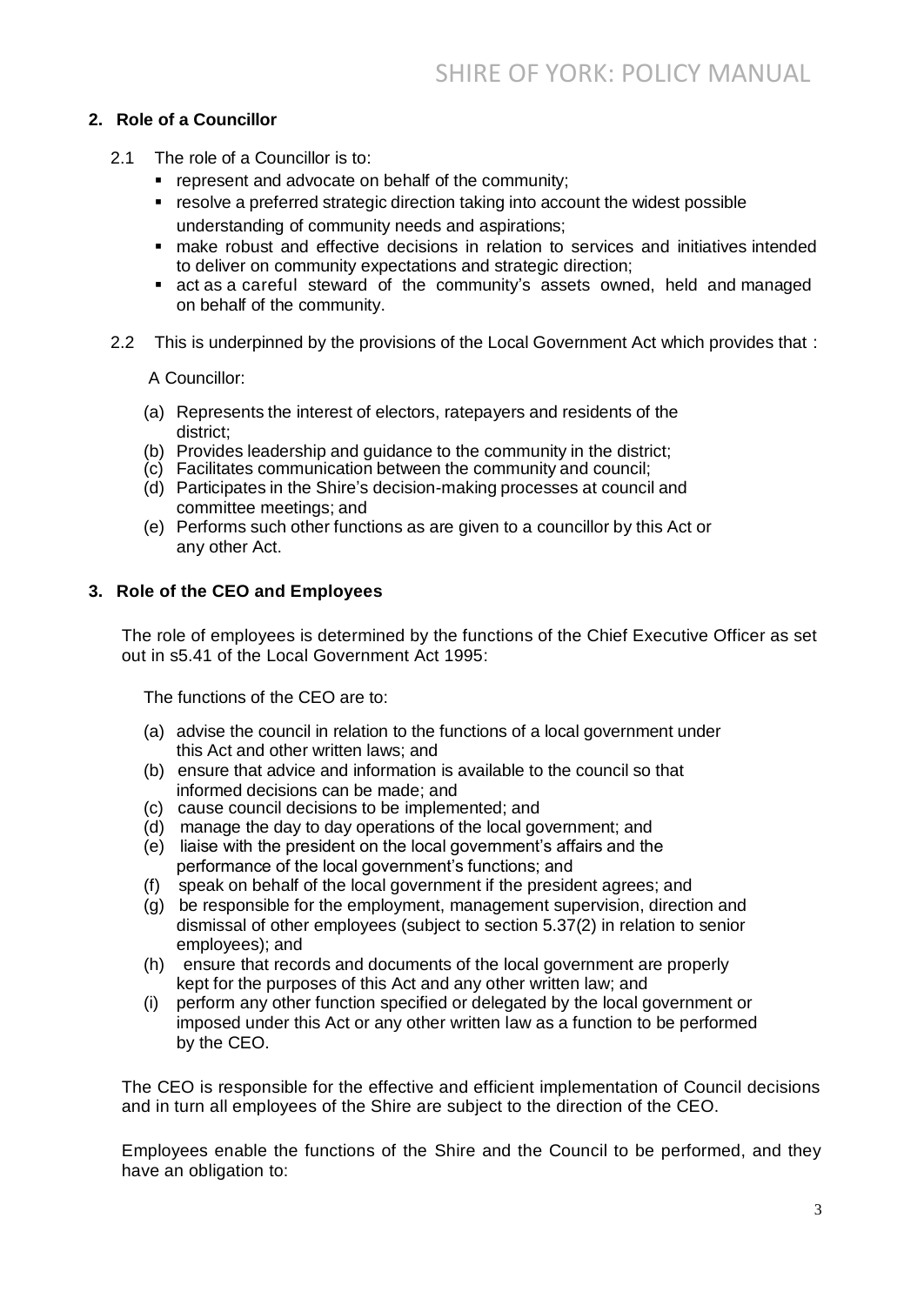## 2. Role of a Councillor

2.1 The role of a Councillor is to:

- represent and advocate on behalf of the community;
- resolve a preferred strategic direction taking into account the widest possible understanding of community needs and aspirations;
- make robust and effective decisions in relation to services and initiatives intended to deliver on community expectations and strategic direction;
- act as a careful steward of the community's assets owned, held and managed on behalf of the community.

2.2 This is underpinned by the provisions of the Local Government Act which provides that :

A Councillor:

(a) Represents the interest of electors, ratepayers and residents of the district;
(b) Provides leadership and guidance to the community in the district;
(c) Facilitates communication between the community and council;
(d) Participates in the Shire's decision-making processes at council and committee meetings; and
(e) Performs such other functions as are given to a councillor by this Act or any other Act.

## 3. Role of the CEO and Employees

The role of employees is determined by the functions of the Chief Executive Officer as set out in s5.41 of the Local Government Act 1995:

The functions of the CEO are to:

(a) advise the council in relation to the functions of a local government under this Act and other written laws; and
(b) ensure that advice and information is available to the council so that informed decisions can be made; and
(c) cause council decisions to be implemented; and
(d) manage the day to day operations of the local government; and
(e) liaise with the president on the local government's affairs and the performance of the local government's functions; and
(f) speak on behalf of the local government if the president agrees; and
(g) be responsible for the employment, management supervision, direction and dismissal of other employees (subject to section 5.37(2) in relation to senior employees); and
(h) ensure that records and documents of the local government are properly kept for the purposes of this Act and any other written law; and
(i) perform any other function specified or delegated by the local government or imposed under this Act or any other written law as a function to be performed by the CEO.

The CEO is responsible for the effective and efficient implementation of Council decisions and in turn all employees of the Shire are subject to the direction of the CEO.

Employees enable the functions of the Shire and the Council to be performed, and they have an obligation to: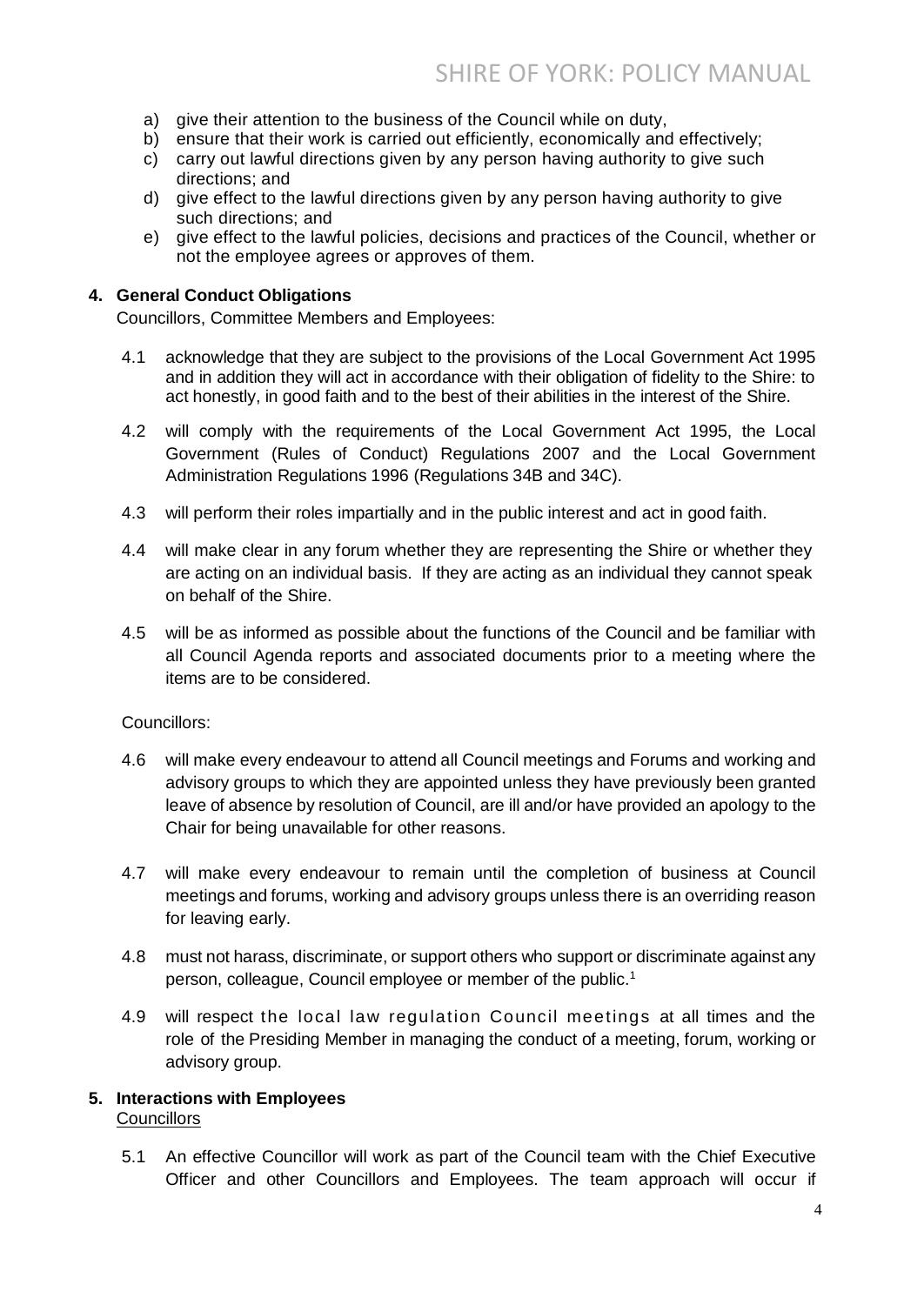a) give their attention to the business of the Council while on duty,
b) ensure that their work is carried out efficiently, economically and effectively;
c) carry out lawful directions given by any person having authority to give such directions; and
d) give effect to the lawful directions given by any person having authority to give such directions; and
e) give effect to the lawful policies, decisions and practices of the Council, whether or not the employee agrees or approves of them.

## 4. General Conduct Obligations

Councillors, Committee Members and Employees:

4.1 acknowledge that they are subject to the provisions of the Local Government Act 1995 and in addition they will act in accordance with their obligation of fidelity to the Shire: to act honestly, in good faith and to the best of their abilities in the interest of the Shire.

4.2 will comply with the requirements of the Local Government Act 1995, the Local Government (Rules of Conduct) Regulations 2007 and the Local Government Administration Regulations 1996 (Regulations 34B and 34C).

4.3 will perform their roles impartially and in the public interest and act in good faith.

4.4 will make clear in any forum whether they are representing the Shire or whether they are acting on an individual basis. If they are acting as an individual they cannot speak on behalf of the Shire.

4.5 will be as informed as possible about the functions of the Council and be familiar with all Council Agenda reports and associated documents prior to a meeting where the items are to be considered.

Councillors:

4.6 will make every endeavour to attend all Council meetings and Forums and working and advisory groups to which they are appointed unless they have previously been granted leave of absence by resolution of Council, are ill and/or have provided an apology to the Chair for being unavailable for other reasons.

4.7 will make every endeavour to remain until the completion of business at Council meetings and forums, working and advisory groups unless there is an overriding reason for leaving early.

4.8 must not harass, discriminate, or support others who support or discriminate against any person, colleague, Council employee or member of the public.[1]

4.9 will respect the local law regulation Council meetings at all times and the role of the Presiding Member in managing the conduct of a meeting, forum, working or advisory group.

## 5. Interactions with Employees

Councillors

5.1 An effective Councillor will work as part of the Council team with the Chief Executive Officer and other Councillors and Employees. The team approach will occur if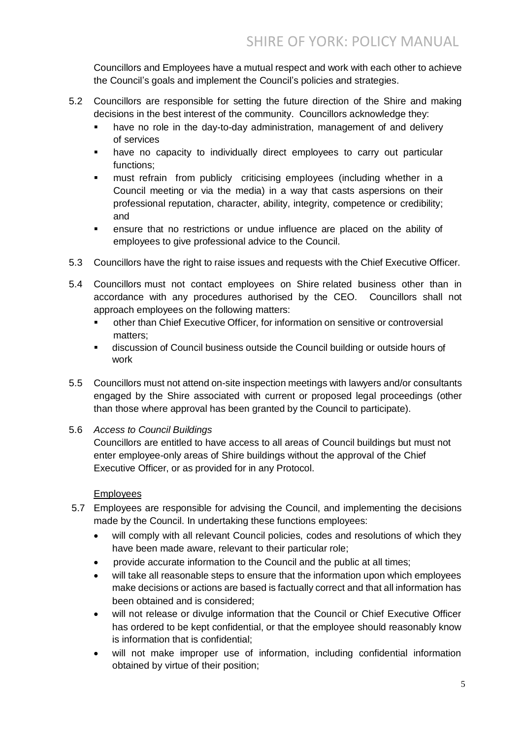Councillors and Employees have a mutual respect and work with each other to achieve the Council's goals and implement the Council's policies and strategies.

5.2 Councillors are responsible for setting the future direction of the Shire and making decisions in the best interest of the community. Councillors acknowledge they:

- have no role in the day-to-day administration, management of and delivery of services
- have no capacity to individually direct employees to carry out particular functions;
- must refrain from publicly criticising employees (including whether in a Council meeting or via the media) in a way that casts aspersions on their professional reputation, character, ability, integrity, competence or credibility; and
- ensure that no restrictions or undue influence are placed on the ability of employees to give professional advice to the Council.

5.3 Councillors have the right to raise issues and requests with the Chief Executive Officer.

5.4 Councillors must not contact employees on Shire related business other than in accordance with any procedures authorised by the CEO. Councillors shall not approach employees on the following matters:

- other than Chief Executive Officer, for information on sensitive or controversial matters;
- discussion of Council business outside the Council building or outside hours of work

5.5 Councillors must not attend on-site inspection meetings with lawyers and/or consultants engaged by the Shire associated with current or proposed legal proceedings (other than those where approval has been granted by the Council to participate).

5.6 *Access to Council Buildings*
Councillors are entitled to have access to all areas of Council buildings but must not enter employee-only areas of Shire buildings without the approval of the Chief Executive Officer, or as provided for in any Protocol.

Employees

5.7 Employees are responsible for advising the Council, and implementing the decisions made by the Council. In undertaking these functions employees:

- will comply with all relevant Council policies, codes and resolutions of which they have been made aware, relevant to their particular role;
- provide accurate information to the Council and the public at all times;
- will take all reasonable steps to ensure that the information upon which employees make decisions or actions are based is factually correct and that all information has been obtained and is considered;
- will not release or divulge information that the Council or Chief Executive Officer has ordered to be kept confidential, or that the employee should reasonably know is information that is confidential;
- will not make improper use of information, including confidential information obtained by virtue of their position;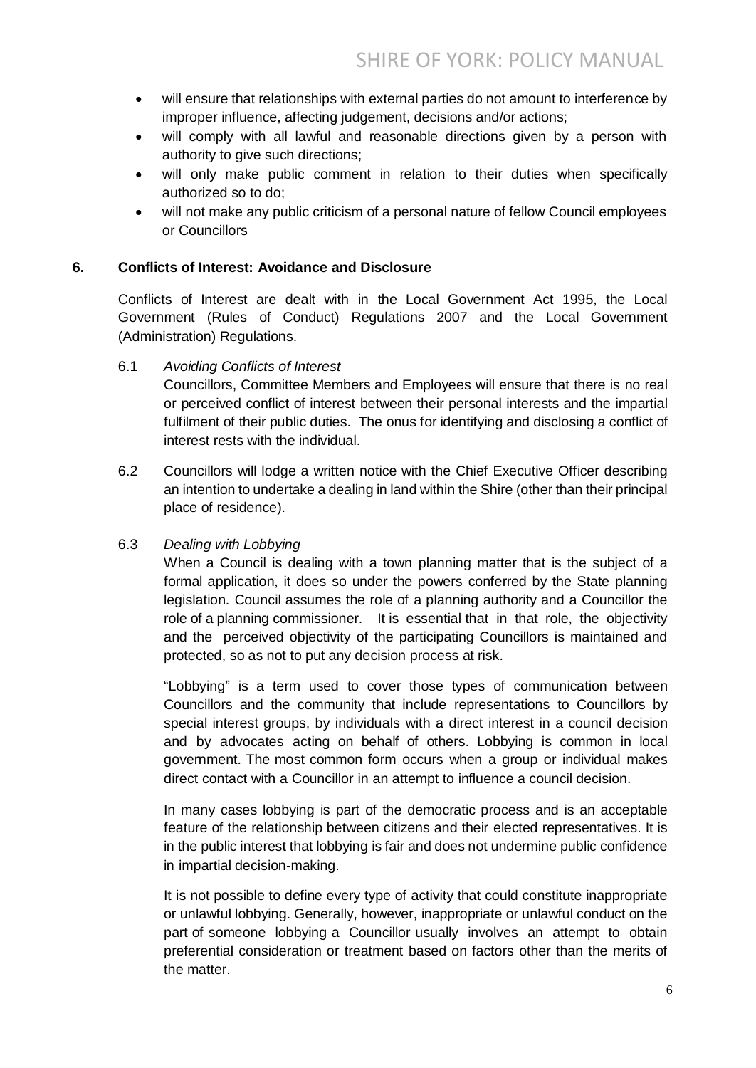- will ensure that relationships with external parties do not amount to interference by improper influence, affecting judgement, decisions and/or actions;
- will comply with all lawful and reasonable directions given by a person with authority to give such directions;
- will only make public comment in relation to their duties when specifically authorized so to do;
- will not make any public criticism of a personal nature of fellow Council employees or Councillors

## 6. Conflicts of Interest: Avoidance and Disclosure

Conflicts of Interest are dealt with in the Local Government Act 1995, the Local Government (Rules of Conduct) Regulations 2007 and the Local Government (Administration) Regulations.

6.1 *Avoiding Conflicts of Interest*

Councillors, Committee Members and Employees will ensure that there is no real or perceived conflict of interest between their personal interests and the impartial fulfilment of their public duties. The onus for identifying and disclosing a conflict of interest rests with the individual.

6.2 Councillors will lodge a written notice with the Chief Executive Officer describing an intention to undertake a dealing in land within the Shire (other than their principal place of residence).

6.3 *Dealing with Lobbying*

When a Council is dealing with a town planning matter that is the subject of a formal application, it does so under the powers conferred by the State planning legislation. Council assumes the role of a planning authority and a Councillor the role of a planning commissioner. It is essential that in that role, the objectivity and the perceived objectivity of the participating Councillors is maintained and protected, so as not to put any decision process at risk.

"Lobbying" is a term used to cover those types of communication between Councillors and the community that include representations to Councillors by special interest groups, by individuals with a direct interest in a council decision and by advocates acting on behalf of others. Lobbying is common in local government. The most common form occurs when a group or individual makes direct contact with a Councillor in an attempt to influence a council decision.

In many cases lobbying is part of the democratic process and is an acceptable feature of the relationship between citizens and their elected representatives. It is in the public interest that lobbying is fair and does not undermine public confidence in impartial decision-making.

It is not possible to define every type of activity that could constitute inappropriate or unlawful lobbying. Generally, however, inappropriate or unlawful conduct on the part of someone lobbying a Councillor usually involves an attempt to obtain preferential consideration or treatment based on factors other than the merits of the matter.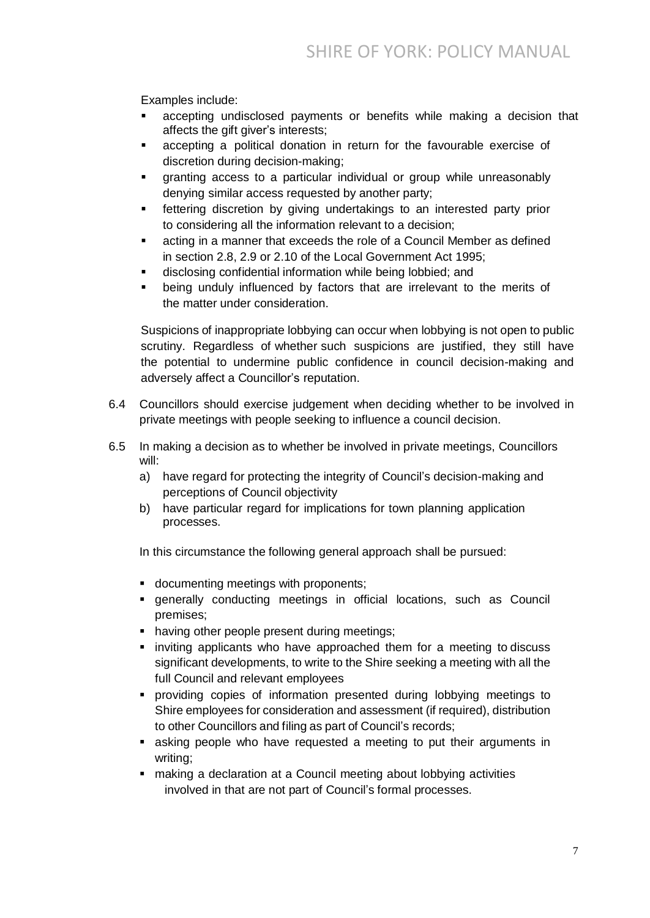Examples include:

- accepting undisclosed payments or benefits while making a decision that affects the gift giver's interests;
- accepting a political donation in return for the favourable exercise of discretion during decision-making;
- granting access to a particular individual or group while unreasonably denying similar access requested by another party;
- fettering discretion by giving undertakings to an interested party prior to considering all the information relevant to a decision;
- acting in a manner that exceeds the role of a Council Member as defined in section 2.8, 2.9 or 2.10 of the Local Government Act 1995;
- disclosing confidential information while being lobbied; and
- being unduly influenced by factors that are irrelevant to the merits of the matter under consideration.

Suspicions of inappropriate lobbying can occur when lobbying is not open to public scrutiny. Regardless of whether such suspicions are justified, they still have the potential to undermine public confidence in council decision-making and adversely affect a Councillor's reputation.

6.4 Councillors should exercise judgement when deciding whether to be involved in private meetings with people seeking to influence a council decision.

6.5 In making a decision as to whether be involved in private meetings, Councillors will:

a) have regard for protecting the integrity of Council's decision-making and perceptions of Council objectivity
b) have particular regard for implications for town planning application processes.

In this circumstance the following general approach shall be pursued:

- documenting meetings with proponents;
- generally conducting meetings in official locations, such as Council premises;
- having other people present during meetings;
- inviting applicants who have approached them for a meeting to discuss significant developments, to write to the Shire seeking a meeting with all the full Council and relevant employees
- providing copies of information presented during lobbying meetings to Shire employees for consideration and assessment (if required), distribution to other Councillors and filing as part of Council's records;
- asking people who have requested a meeting to put their arguments in writing;
- making a declaration at a Council meeting about lobbying activities involved in that are not part of Council's formal processes.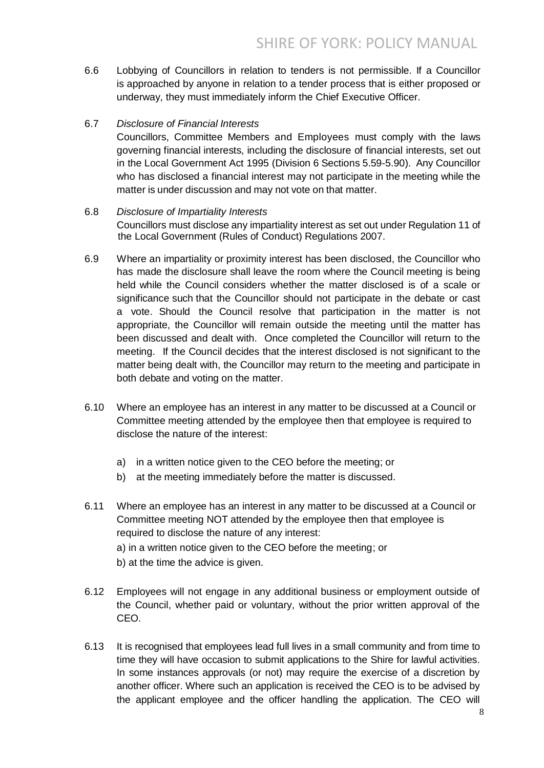6.6 Lobbying of Councillors in relation to tenders is not permissible. If a Councillor is approached by anyone in relation to a tender process that is either proposed or underway, they must immediately inform the Chief Executive Officer.

6.7 *Disclosure of Financial Interests*
Councillors, Committee Members and Employees must comply with the laws governing financial interests, including the disclosure of financial interests, set out in the Local Government Act 1995 (Division 6 Sections 5.59-5.90). Any Councillor who has disclosed a financial interest may not participate in the meeting while the matter is under discussion and may not vote on that matter.

6.8 *Disclosure of Impartiality Interests*
Councillors must disclose any impartiality interest as set out under Regulation 11 of the Local Government (Rules of Conduct) Regulations 2007.

6.9 Where an impartiality or proximity interest has been disclosed, the Councillor who has made the disclosure shall leave the room where the Council meeting is being held while the Council considers whether the matter disclosed is of a scale or significance such that the Councillor should not participate in the debate or cast a vote. Should the Council resolve that participation in the matter is not appropriate, the Councillor will remain outside the meeting until the matter has been discussed and dealt with. Once completed the Councillor will return to the meeting. If the Council decides that the interest disclosed is not significant to the matter being dealt with, the Councillor may return to the meeting and participate in both debate and voting on the matter.

6.10 Where an employee has an interest in any matter to be discussed at a Council or Committee meeting attended by the employee then that employee is required to disclose the nature of the interest:

a) in a written notice given to the CEO before the meeting; or
b) at the meeting immediately before the matter is discussed.

6.11 Where an employee has an interest in any matter to be discussed at a Council or Committee meeting NOT attended by the employee then that employee is required to disclose the nature of any interest:
a) in a written notice given to the CEO before the meeting; or
b) at the time the advice is given.

6.12 Employees will not engage in any additional business or employment outside of the Council, whether paid or voluntary, without the prior written approval of the CEO.

6.13 It is recognised that employees lead full lives in a small community and from time to time they will have occasion to submit applications to the Shire for lawful activities. In some instances approvals (or not) may require the exercise of a discretion by another officer. Where such an application is received the CEO is to be advised by the applicant employee and the officer handling the application. The CEO will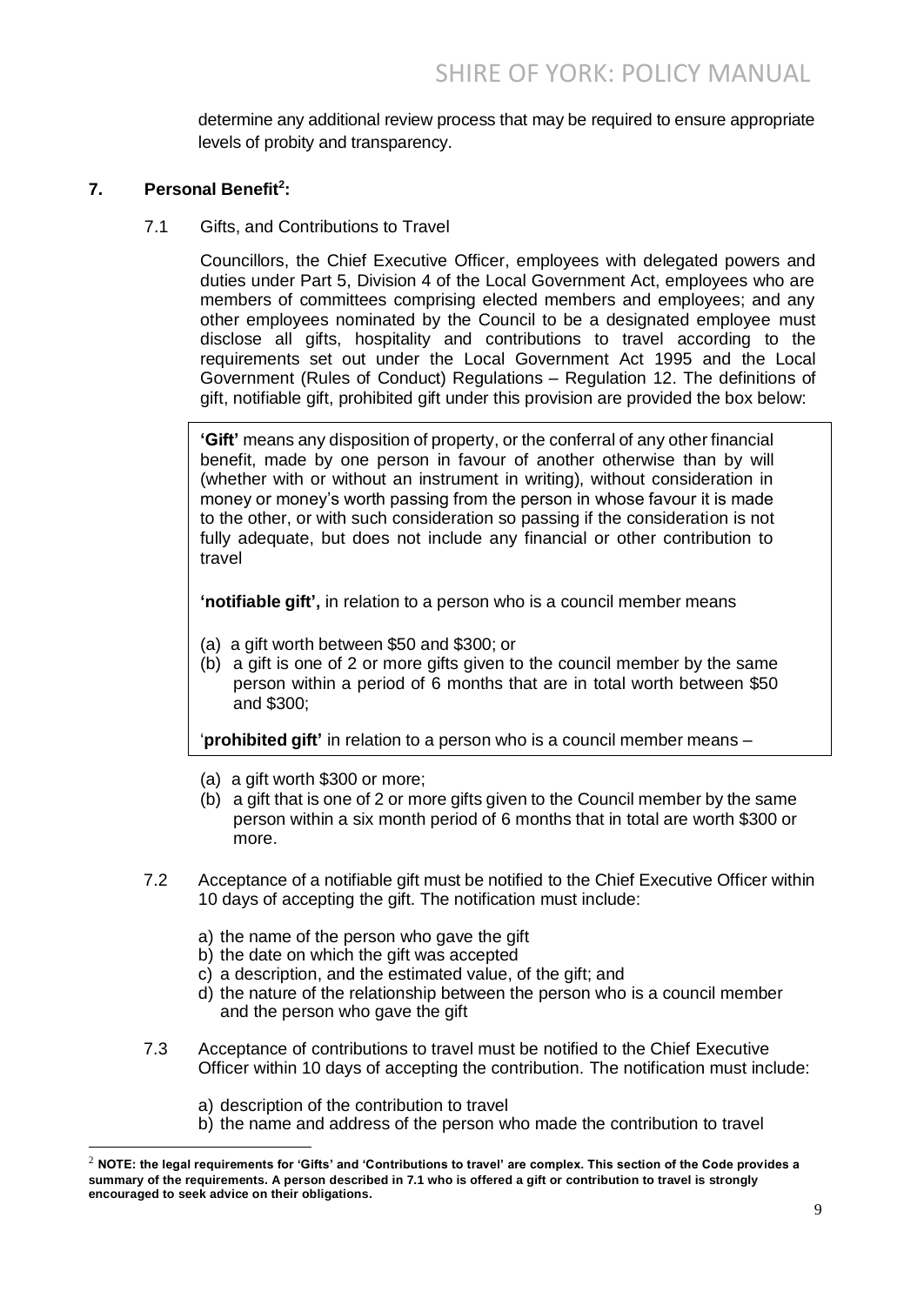determine any additional review process that may be required to ensure appropriate levels of probity and transparency.

## 7. Personal Benefit[2]:

7.1 Gifts, and Contributions to Travel

Councillors, the Chief Executive Officer, employees with delegated powers and duties under Part 5, Division 4 of the Local Government Act, employees who are members of committees comprising elected members and employees; and any other employees nominated by the Council to be a designated employee must disclose all gifts, hospitality and contributions to travel according to the requirements set out under the Local Government Act 1995 and the Local Government (Rules of Conduct) Regulations – Regulation 12. The definitions of gift, notifiable gift, prohibited gift under this provision are provided the box below:

**'Gift'** means any disposition of property, or the conferral of any other financial benefit, made by one person in favour of another otherwise than by will (whether with or without an instrument in writing), without consideration in money or money's worth passing from the person in whose favour it is made to the other, or with such consideration so passing if the consideration is not fully adequate, but does not include any financial or other contribution to travel

**'notifiable gift',** in relation to a person who is a council member means

(a) a gift worth between $50 and $300; or
(b) a gift is one of 2 or more gifts given to the council member by the same person within a period of 6 months that are in total worth between $50 and $300;

'**prohibited gift'** in relation to a person who is a council member means –

(a) a gift worth $300 or more;
(b) a gift that is one of 2 or more gifts given to the Council member by the same person within a six month period of 6 months that in total are worth $300 or more.

7.2 Acceptance of a notifiable gift must be notified to the Chief Executive Officer within 10 days of accepting the gift. The notification must include:

a) the name of the person who gave the gift
b) the date on which the gift was accepted
c) a description, and the estimated value, of the gift; and
d) the nature of the relationship between the person who is a council member and the person who gave the gift

7.3 Acceptance of contributions to travel must be notified to the Chief Executive Officer within 10 days of accepting the contribution. The notification must include:

a) description of the contribution to travel
b) the name and address of the person who made the contribution to travel

[2] **NOTE: the legal requirements for 'Gifts' and 'Contributions to travel' are complex. This section of the Code provides a summary of the requirements. A person described in 7.1 who is offered a gift or contribution to travel is strongly encouraged to seek advice on their obligations.**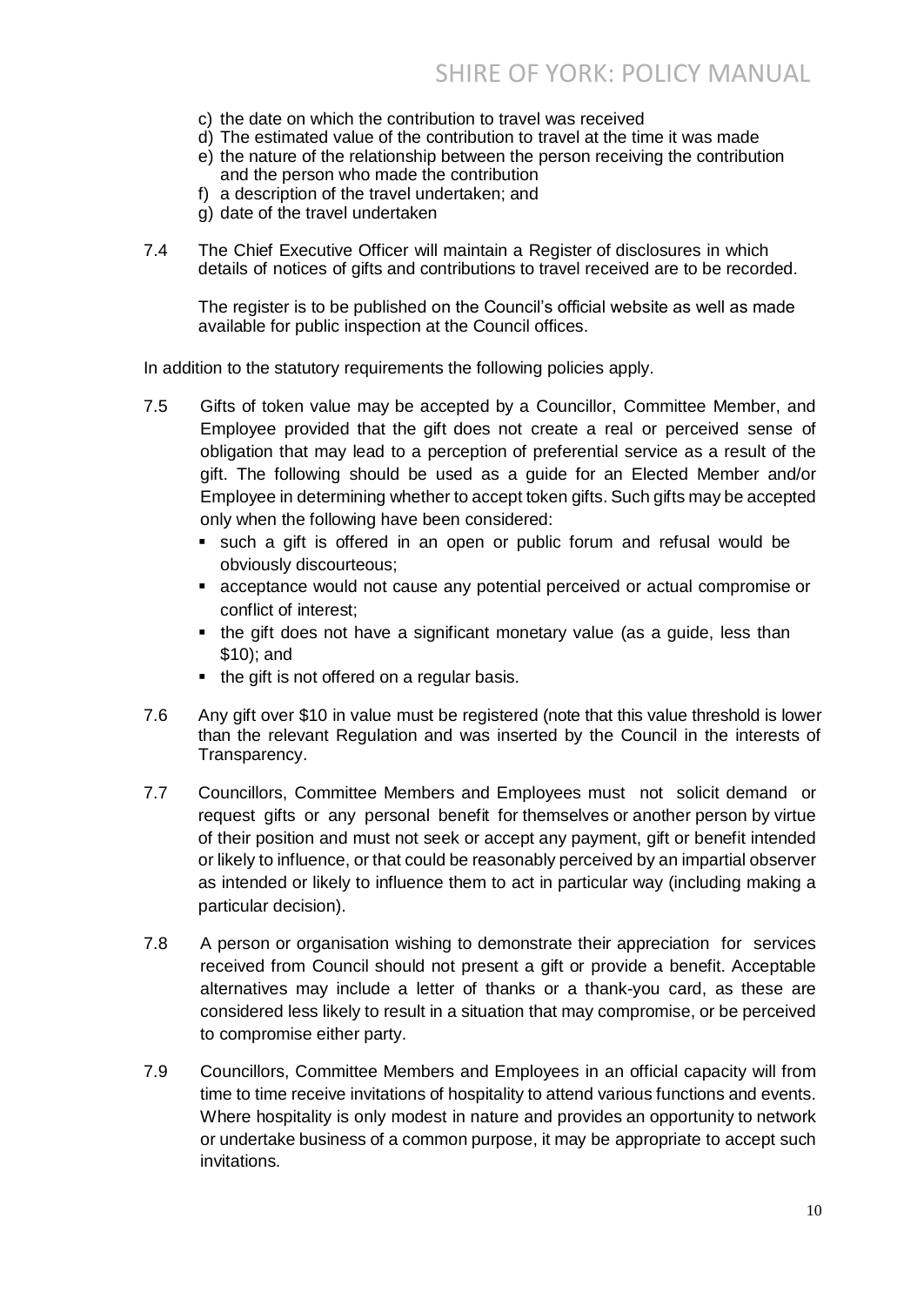c) the date on which the contribution to travel was received
d) The estimated value of the contribution to travel at the time it was made
e) the nature of the relationship between the person receiving the contribution and the person who made the contribution
f) a description of the travel undertaken; and
g) date of the travel undertaken

7.4 The Chief Executive Officer will maintain a Register of disclosures in which details of notices of gifts and contributions to travel received are to be recorded.

The register is to be published on the Council's official website as well as made available for public inspection at the Council offices.

In addition to the statutory requirements the following policies apply.

7.5 Gifts of token value may be accepted by a Councillor, Committee Member, and Employee provided that the gift does not create a real or perceived sense of obligation that may lead to a perception of preferential service as a result of the gift. The following should be used as a guide for an Elected Member and/or Employee in determining whether to accept token gifts. Such gifts may be accepted only when the following have been considered:

- such a gift is offered in an open or public forum and refusal would be obviously discourteous;
- acceptance would not cause any potential perceived or actual compromise or conflict of interest;
- the gift does not have a significant monetary value (as a guide, less than $10); and
- the gift is not offered on a regular basis.

7.6 Any gift over $10 in value must be registered (note that this value threshold is lower than the relevant Regulation and was inserted by the Council in the interests of Transparency.

7.7 Councillors, Committee Members and Employees must not solicit demand or request gifts or any personal benefit for themselves or another person by virtue of their position and must not seek or accept any payment, gift or benefit intended or likely to influence, or that could be reasonably perceived by an impartial observer as intended or likely to influence them to act in particular way (including making a particular decision).

7.8 A person or organisation wishing to demonstrate their appreciation for services received from Council should not present a gift or provide a benefit. Acceptable alternatives may include a letter of thanks or a thank-you card, as these are considered less likely to result in a situation that may compromise, or be perceived to compromise either party.

7.9 Councillors, Committee Members and Employees in an official capacity will from time to time receive invitations of hospitality to attend various functions and events. Where hospitality is only modest in nature and provides an opportunity to network or undertake business of a common purpose, it may be appropriate to accept such invitations.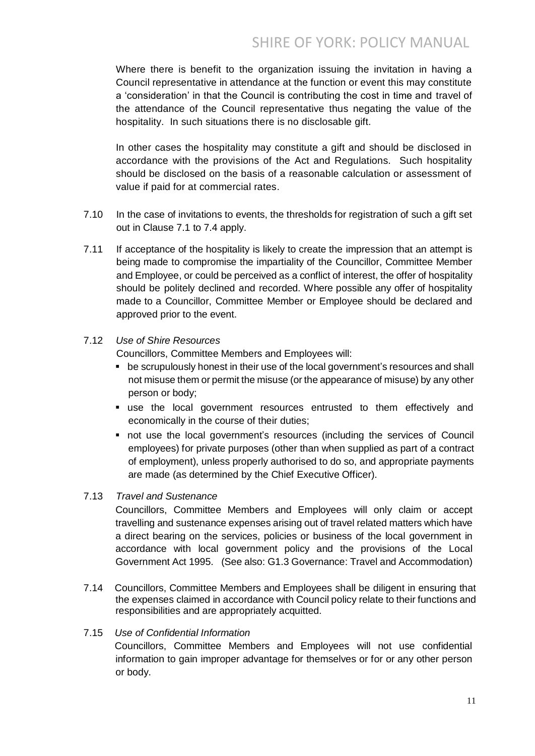Where there is benefit to the organization issuing the invitation in having a Council representative in attendance at the function or event this may constitute a 'consideration' in that the Council is contributing the cost in time and travel of the attendance of the Council representative thus negating the value of the hospitality. In such situations there is no disclosable gift.

In other cases the hospitality may constitute a gift and should be disclosed in accordance with the provisions of the Act and Regulations. Such hospitality should be disclosed on the basis of a reasonable calculation or assessment of value if paid for at commercial rates.

7.10 In the case of invitations to events, the thresholds for registration of such a gift set out in Clause 7.1 to 7.4 apply.

7.11 If acceptance of the hospitality is likely to create the impression that an attempt is being made to compromise the impartiality of the Councillor, Committee Member and Employee, or could be perceived as a conflict of interest, the offer of hospitality should be politely declined and recorded. Where possible any offer of hospitality made to a Councillor, Committee Member or Employee should be declared and approved prior to the event.

7.12 *Use of Shire Resources*

Councillors, Committee Members and Employees will:

- be scrupulously honest in their use of the local government's resources and shall not misuse them or permit the misuse (or the appearance of misuse) by any other person or body;
- use the local government resources entrusted to them effectively and economically in the course of their duties;
- not use the local government's resources (including the services of Council employees) for private purposes (other than when supplied as part of a contract of employment), unless properly authorised to do so, and appropriate payments are made (as determined by the Chief Executive Officer).

7.13 *Travel and Sustenance*

Councillors, Committee Members and Employees will only claim or accept travelling and sustenance expenses arising out of travel related matters which have a direct bearing on the services, policies or business of the local government in accordance with local government policy and the provisions of the Local Government Act 1995. (See also: G1.3 Governance: Travel and Accommodation)

7.14 Councillors, Committee Members and Employees shall be diligent in ensuring that the expenses claimed in accordance with Council policy relate to their functions and responsibilities and are appropriately acquitted.

7.15 *Use of Confidential Information*

Councillors, Committee Members and Employees will not use confidential information to gain improper advantage for themselves or for or any other person or body.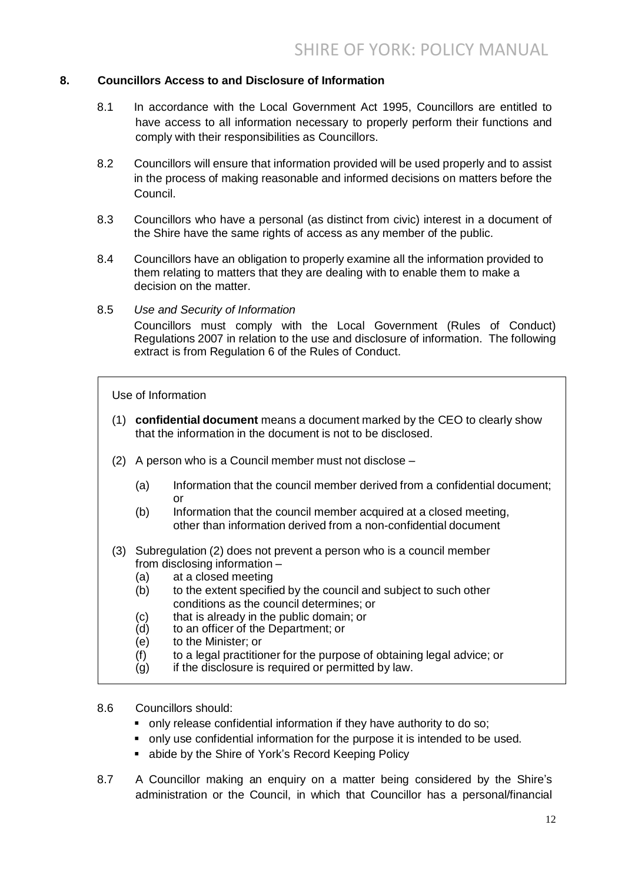## 8. Councillors Access to and Disclosure of Information

8.1 In accordance with the Local Government Act 1995, Councillors are entitled to have access to all information necessary to properly perform their functions and comply with their responsibilities as Councillors.

8.2 Councillors will ensure that information provided will be used properly and to assist in the process of making reasonable and informed decisions on matters before the Council.

8.3 Councillors who have a personal (as distinct from civic) interest in a document of the Shire have the same rights of access as any member of the public.

8.4 Councillors have an obligation to properly examine all the information provided to them relating to matters that they are dealing with to enable them to make a decision on the matter.

8.5 *Use and Security of Information*

Councillors must comply with the Local Government (Rules of Conduct) Regulations 2007 in relation to the use and disclosure of information. The following extract is from Regulation 6 of the Rules of Conduct.

> Use of Information
>
> (1) **confidential document** means a document marked by the CEO to clearly show that the information in the document is not to be disclosed.
>
> (2) A person who is a Council member must not disclose –
>
> (a) Information that the council member derived from a confidential document; or
>
> (b) Information that the council member acquired at a closed meeting, other than information derived from a non-confidential document
>
> (3) Subregulation (2) does not prevent a person who is a council member from disclosing information –
>
> (a) at a closed meeting
>
> (b) to the extent specified by the council and subject to such other conditions as the council determines; or
>
> (c) that is already in the public domain; or
>
> (d) to an officer of the Department; or
>
> (e) to the Minister; or
>
> (f) to a legal practitioner for the purpose of obtaining legal advice; or
>
> (g) if the disclosure is required or permitted by law.

8.6 Councillors should:

- only release confidential information if they have authority to do so;
- only use confidential information for the purpose it is intended to be used.
- abide by the Shire of York's Record Keeping Policy

8.7 A Councillor making an enquiry on a matter being considered by the Shire's administration or the Council, in which that Councillor has a personal/financial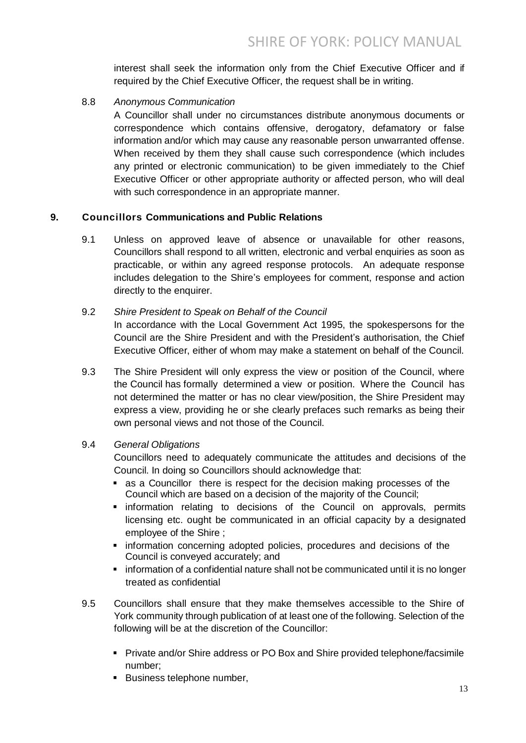interest shall seek the information only from the Chief Executive Officer and if required by the Chief Executive Officer, the request shall be in writing.

8.8 *Anonymous Communication*

A Councillor shall under no circumstances distribute anonymous documents or correspondence which contains offensive, derogatory, defamatory or false information and/or which may cause any reasonable person unwarranted offense. When received by them they shall cause such correspondence (which includes any printed or electronic communication) to be given immediately to the Chief Executive Officer or other appropriate authority or affected person, who will deal with such correspondence in an appropriate manner.

## 9. Councillors Communications and Public Relations

9.1 Unless on approved leave of absence or unavailable for other reasons, Councillors shall respond to all written, electronic and verbal enquiries as soon as practicable, or within any agreed response protocols. An adequate response includes delegation to the Shire's employees for comment, response and action directly to the enquirer.

9.2 *Shire President to Speak on Behalf of the Council*

In accordance with the Local Government Act 1995, the spokespersons for the Council are the Shire President and with the President's authorisation, the Chief Executive Officer, either of whom may make a statement on behalf of the Council.

9.3 The Shire President will only express the view or position of the Council, where the Council has formally determined a view or position. Where the Council has not determined the matter or has no clear view/position, the Shire President may express a view, providing he or she clearly prefaces such remarks as being their own personal views and not those of the Council.

9.4 *General Obligations*

Councillors need to adequately communicate the attitudes and decisions of the Council. In doing so Councillors should acknowledge that:

- as a Councillor there is respect for the decision making processes of the Council which are based on a decision of the majority of the Council;
- information relating to decisions of the Council on approvals, permits licensing etc. ought be communicated in an official capacity by a designated employee of the Shire ;
- information concerning adopted policies, procedures and decisions of the Council is conveyed accurately; and
- information of a confidential nature shall not be communicated until it is no longer treated as confidential

9.5 Councillors shall ensure that they make themselves accessible to the Shire of York community through publication of at least one of the following. Selection of the following will be at the discretion of the Councillor:

- Private and/or Shire address or PO Box and Shire provided telephone/facsimile number;
- Business telephone number,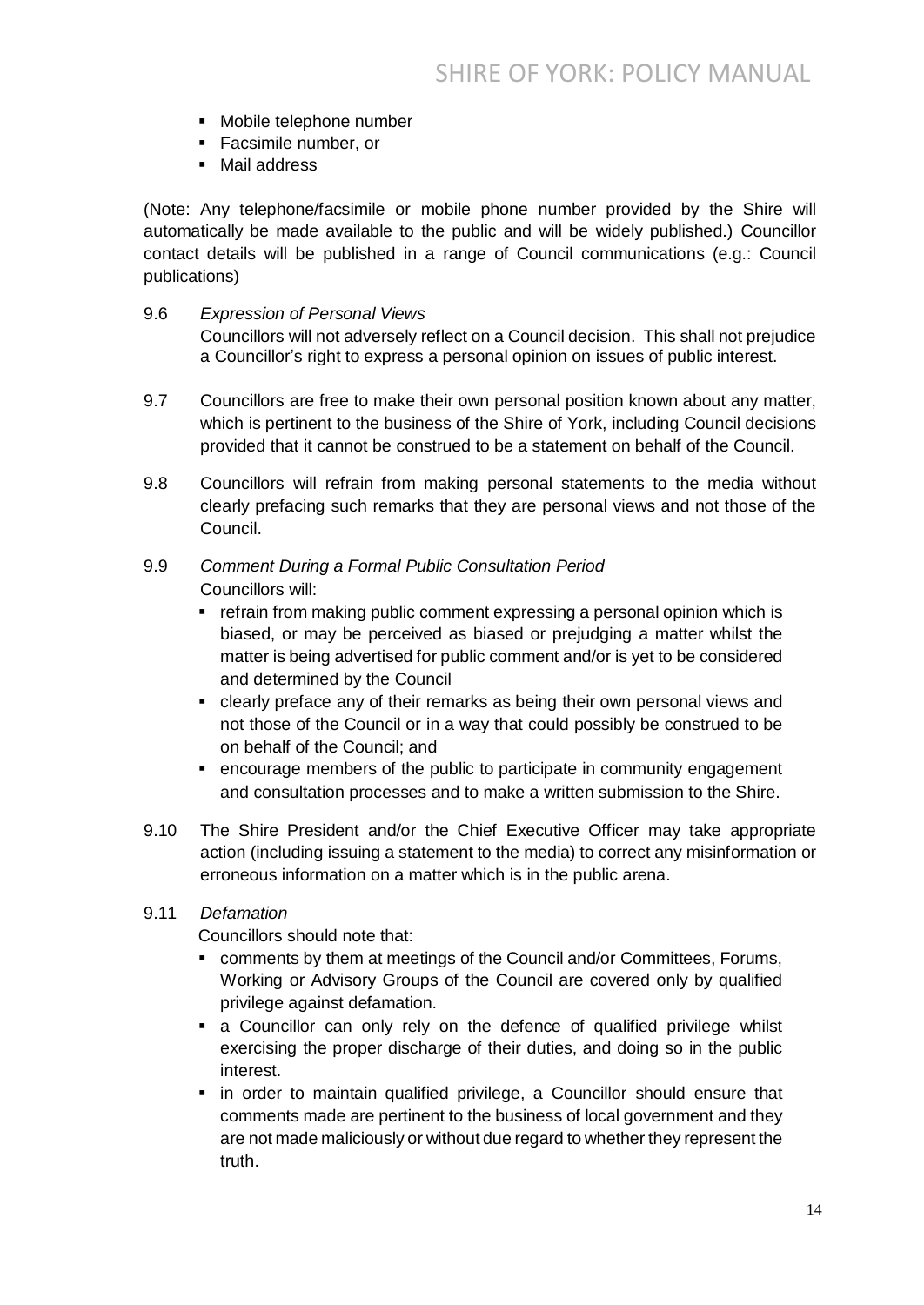- Mobile telephone number
- Facsimile number, or
- Mail address

(Note: Any telephone/facsimile or mobile phone number provided by the Shire will automatically be made available to the public and will be widely published.) Councillor contact details will be published in a range of Council communications (e.g.: Council publications)

9.6 *Expression of Personal Views*

Councillors will not adversely reflect on a Council decision. This shall not prejudice a Councillor's right to express a personal opinion on issues of public interest.

9.7 Councillors are free to make their own personal position known about any matter, which is pertinent to the business of the Shire of York, including Council decisions provided that it cannot be construed to be a statement on behalf of the Council.

9.8 Councillors will refrain from making personal statements to the media without clearly prefacing such remarks that they are personal views and not those of the Council.

9.9 *Comment During a Formal Public Consultation Period*

Councillors will:

- refrain from making public comment expressing a personal opinion which is biased, or may be perceived as biased or prejudging a matter whilst the matter is being advertised for public comment and/or is yet to be considered and determined by the Council
- clearly preface any of their remarks as being their own personal views and not those of the Council or in a way that could possibly be construed to be on behalf of the Council; and
- encourage members of the public to participate in community engagement and consultation processes and to make a written submission to the Shire.

9.10 The Shire President and/or the Chief Executive Officer may take appropriate action (including issuing a statement to the media) to correct any misinformation or erroneous information on a matter which is in the public arena.

9.11 *Defamation*

Councillors should note that:

- comments by them at meetings of the Council and/or Committees, Forums, Working or Advisory Groups of the Council are covered only by qualified privilege against defamation.
- a Councillor can only rely on the defence of qualified privilege whilst exercising the proper discharge of their duties, and doing so in the public interest.
- in order to maintain qualified privilege, a Councillor should ensure that comments made are pertinent to the business of local government and they are not made maliciously or without due regard to whether they represent the truth.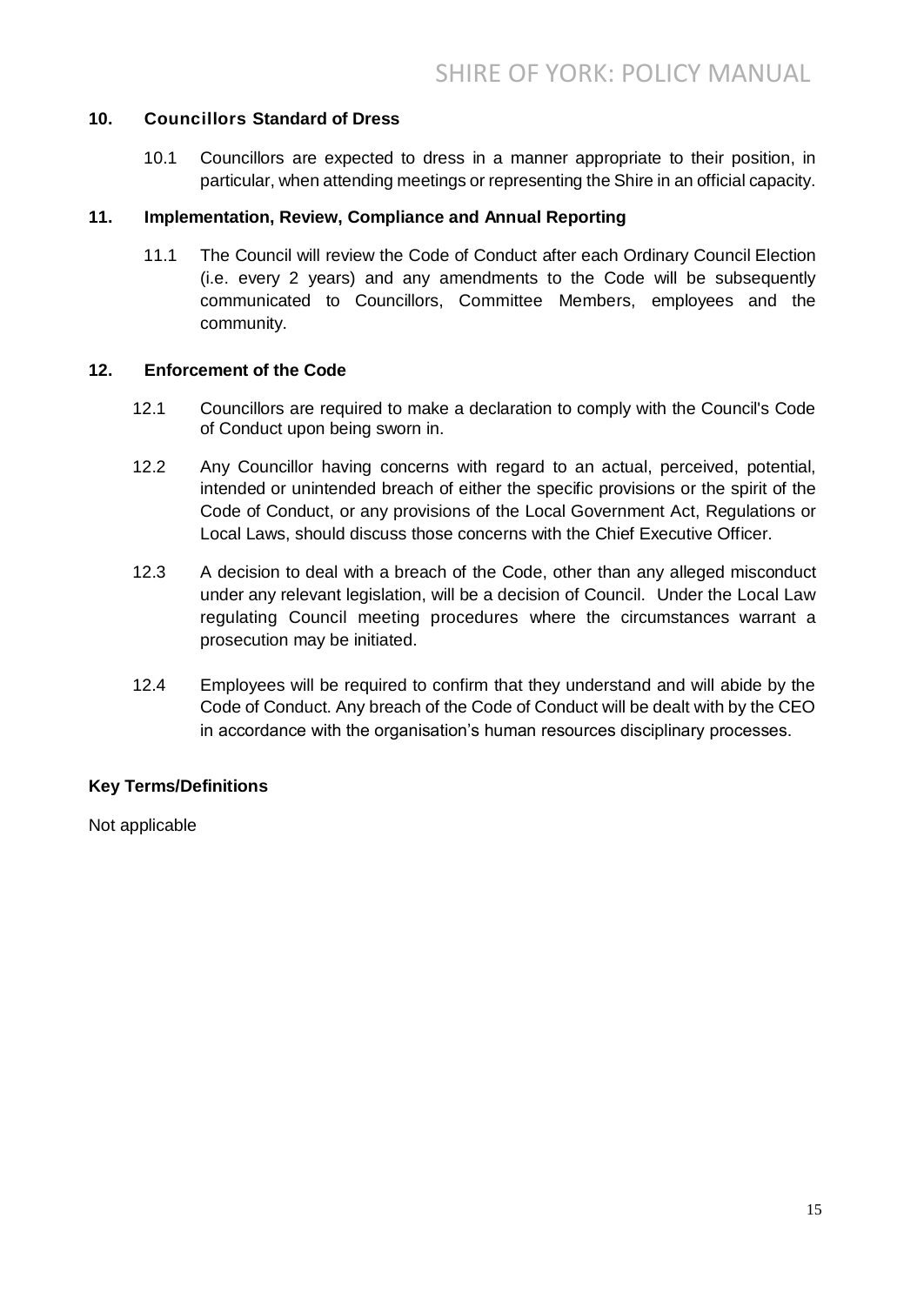## 10. Councillors Standard of Dress

10.1 Councillors are expected to dress in a manner appropriate to their position, in particular, when attending meetings or representing the Shire in an official capacity.

## 11. Implementation, Review, Compliance and Annual Reporting

11.1 The Council will review the Code of Conduct after each Ordinary Council Election (i.e. every 2 years) and any amendments to the Code will be subsequently communicated to Councillors, Committee Members, employees and the community.

## 12. Enforcement of the Code

12.1 Councillors are required to make a declaration to comply with the Council's Code of Conduct upon being sworn in.

12.2 Any Councillor having concerns with regard to an actual, perceived, potential, intended or unintended breach of either the specific provisions or the spirit of the Code of Conduct, or any provisions of the Local Government Act, Regulations or Local Laws, should discuss those concerns with the Chief Executive Officer.

12.3 A decision to deal with a breach of the Code, other than any alleged misconduct under any relevant legislation, will be a decision of Council. Under the Local Law regulating Council meeting procedures where the circumstances warrant a prosecution may be initiated.

12.4 Employees will be required to confirm that they understand and will abide by the Code of Conduct. Any breach of the Code of Conduct will be dealt with by the CEO in accordance with the organisation's human resources disciplinary processes.

**Key Terms/Definitions**

Not applicable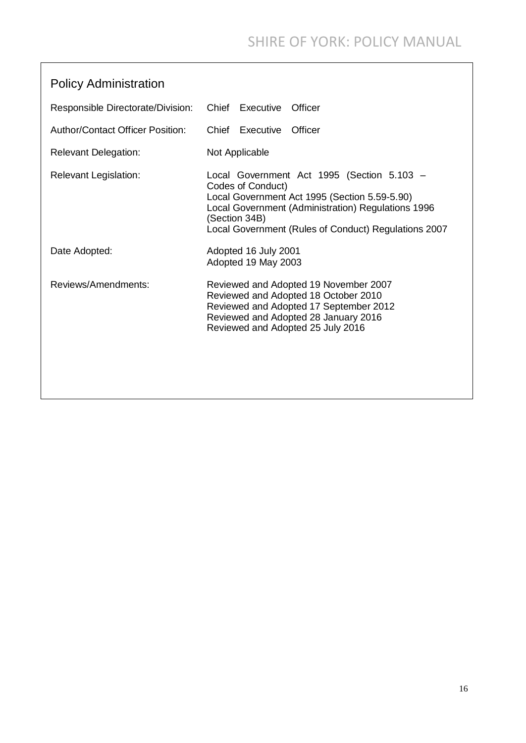## Policy Administration

| | |
|---|---|
| Responsible Directorate/Division: | Chief Executive Officer |
| Author/Contact Officer Position: | Chief Executive Officer |
| Relevant Delegation: | Not Applicable |
| Relevant Legislation: | Local Government Act 1995 (Section 5.103 – Codes of Conduct)<br>Local Government Act 1995 (Section 5.59-5.90)<br>Local Government (Administration) Regulations 1996 (Section 34B)<br>Local Government (Rules of Conduct) Regulations 2007 |
| Date Adopted: | Adopted 16 July 2001<br>Adopted 19 May 2003 |
| Reviews/Amendments: | Reviewed and Adopted 19 November 2007<br>Reviewed and Adopted 18 October 2010<br>Reviewed and Adopted 17 September 2012<br>Reviewed and Adopted 28 January 2016<br>Reviewed and Adopted 25 July 2016 |